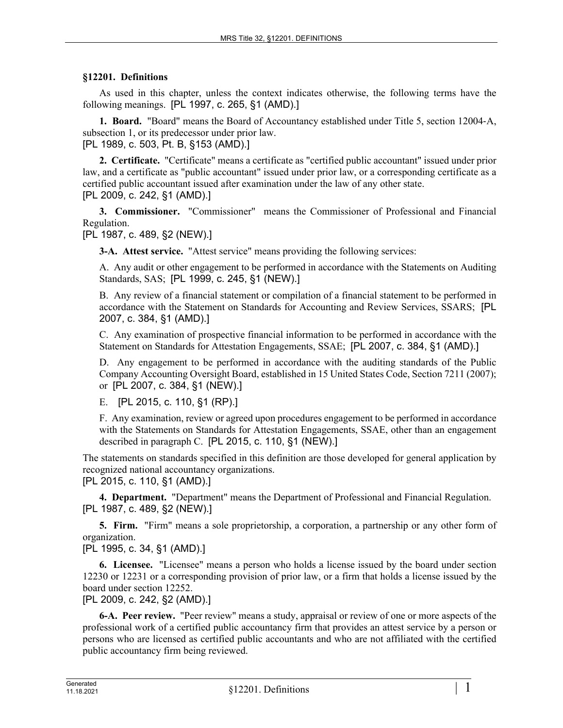**§12201. Definitions**

As used in this chapter, unless the context indicates otherwise, the following terms have the following meanings. [PL 1997, c. 265, §1 (AMD).]

**1. Board.** "Board" means the Board of Accountancy established under Title 5, section 12004-A, subsection 1, or its predecessor under prior law.
[PL 1989, c. 503, Pt. B, §153 (AMD).]

**2. Certificate.** "Certificate" means a certificate as "certified public accountant" issued under prior law, and a certificate as "public accountant" issued under prior law, or a corresponding certificate as a certified public accountant issued after examination under the law of any other state.
[PL 2009, c. 242, §1 (AMD).]

**3. Commissioner.** "Commissioner" means the Commissioner of Professional and Financial Regulation.
[PL 1987, c. 489, §2 (NEW).]

**3-A. Attest service.** "Attest service" means providing the following services:

A. Any audit or other engagement to be performed in accordance with the Statements on Auditing Standards, SAS; [PL 1999, c. 245, §1 (NEW).]

B. Any review of a financial statement or compilation of a financial statement to be performed in accordance with the Statement on Standards for Accounting and Review Services, SSARS; [PL 2007, c. 384, §1 (AMD).]

C. Any examination of prospective financial information to be performed in accordance with the Statement on Standards for Attestation Engagements, SSAE; [PL 2007, c. 384, §1 (AMD).]

D. Any engagement to be performed in accordance with the auditing standards of the Public Company Accounting Oversight Board, established in 15 United States Code, Section 7211 (2007); or [PL 2007, c. 384, §1 (NEW).]

E. [PL 2015, c. 110, §1 (RP).]

F. Any examination, review or agreed upon procedures engagement to be performed in accordance with the Statements on Standards for Attestation Engagements, SSAE, other than an engagement described in paragraph C. [PL 2015, c. 110, §1 (NEW).]

The statements on standards specified in this definition are those developed for general application by recognized national accountancy organizations.
[PL 2015, c. 110, §1 (AMD).]

**4. Department.** "Department" means the Department of Professional and Financial Regulation.
[PL 1987, c. 489, §2 (NEW).]

**5. Firm.** "Firm" means a sole proprietorship, a corporation, a partnership or any other form of organization.
[PL 1995, c. 34, §1 (AMD).]

**6. Licensee.** "Licensee" means a person who holds a license issued by the board under section 12230 or 12231 or a corresponding provision of prior law, or a firm that holds a license issued by the board under section 12252.
[PL 2009, c. 242, §2 (AMD).]

**6-A. Peer review.** "Peer review" means a study, appraisal or review of one or more aspects of the professional work of a certified public accountancy firm that provides an attest service by a person or persons who are licensed as certified public accountants and who are not affiliated with the certified public accountancy firm being reviewed.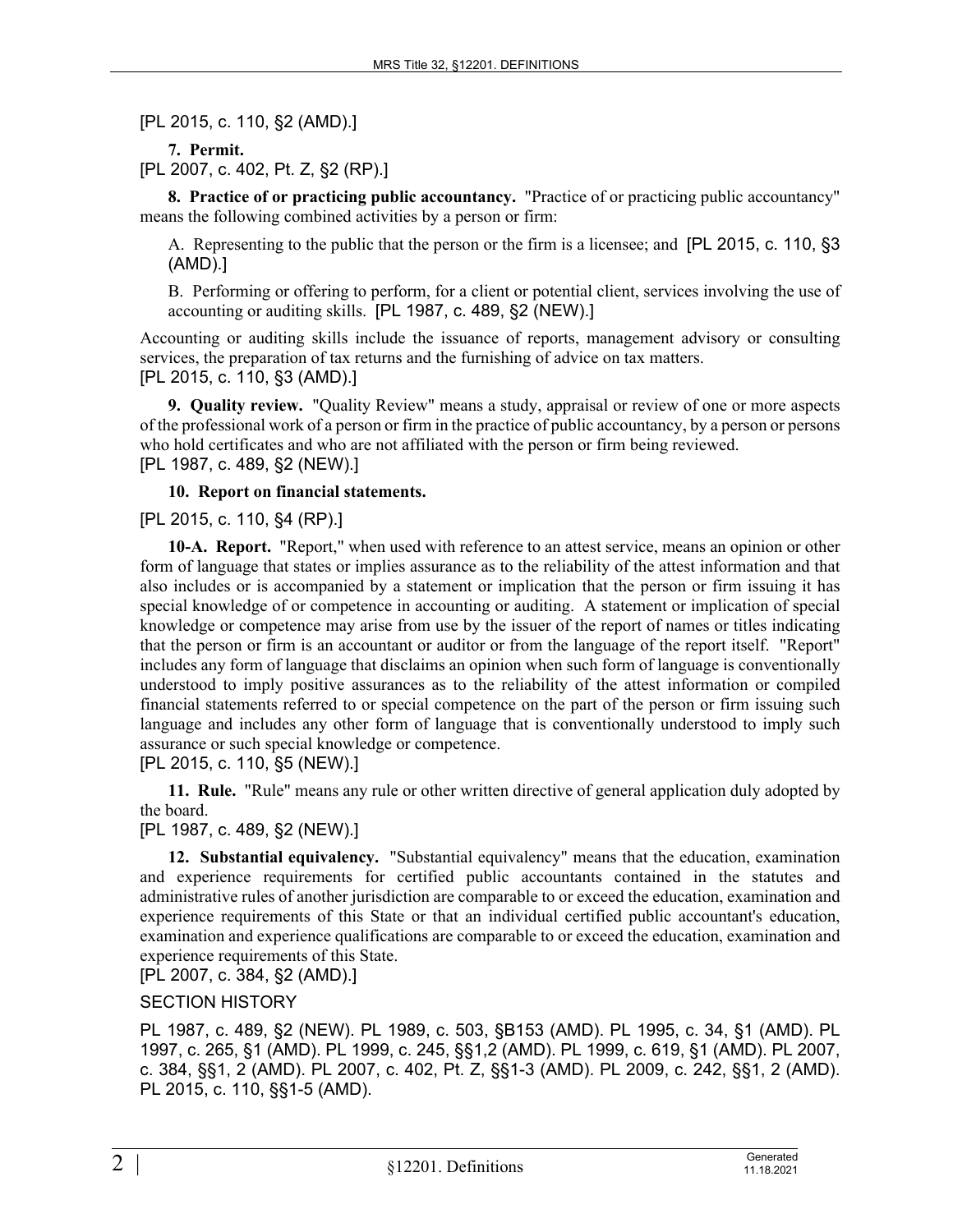[PL 2015, c. 110, §2 (AMD).]

**7. Permit.**

[PL 2007, c. 402, Pt. Z, §2 (RP).]

**8. Practice of or practicing public accountancy.** "Practice of or practicing public accountancy" means the following combined activities by a person or firm:

A. Representing to the public that the person or the firm is a licensee; and [PL 2015, c. 110, §3 (AMD).]

B. Performing or offering to perform, for a client or potential client, services involving the use of accounting or auditing skills. [PL 1987, c. 489, §2 (NEW).]

Accounting or auditing skills include the issuance of reports, management advisory or consulting services, the preparation of tax returns and the furnishing of advice on tax matters.

[PL 2015, c. 110, §3 (AMD).]

**9. Quality review.** "Quality Review" means a study, appraisal or review of one or more aspects of the professional work of a person or firm in the practice of public accountancy, by a person or persons who hold certificates and who are not affiliated with the person or firm being reviewed.

[PL 1987, c. 489, §2 (NEW).]

**10. Report on financial statements.**

[PL 2015, c. 110, §4 (RP).]

**10-A. Report.** "Report," when used with reference to an attest service, means an opinion or other form of language that states or implies assurance as to the reliability of the attest information and that also includes or is accompanied by a statement or implication that the person or firm issuing it has special knowledge of or competence in accounting or auditing. A statement or implication of special knowledge or competence may arise from use by the issuer of the report of names or titles indicating that the person or firm is an accountant or auditor or from the language of the report itself. "Report" includes any form of language that disclaims an opinion when such form of language is conventionally understood to imply positive assurances as to the reliability of the attest information or compiled financial statements referred to or special competence on the part of the person or firm issuing such language and includes any other form of language that is conventionally understood to imply such assurance or such special knowledge or competence.

[PL 2015, c. 110, §5 (NEW).]

**11. Rule.** "Rule" means any rule or other written directive of general application duly adopted by the board.

[PL 1987, c. 489, §2 (NEW).]

**12. Substantial equivalency.** "Substantial equivalency" means that the education, examination and experience requirements for certified public accountants contained in the statutes and administrative rules of another jurisdiction are comparable to or exceed the education, examination and experience requirements of this State or that an individual certified public accountant's education, examination and experience qualifications are comparable to or exceed the education, examination and experience requirements of this State.

[PL 2007, c. 384, §2 (AMD).]

SECTION HISTORY

PL 1987, c. 489, §2 (NEW). PL 1989, c. 503, §B153 (AMD). PL 1995, c. 34, §1 (AMD). PL 1997, c. 265, §1 (AMD). PL 1999, c. 245, §§1,2 (AMD). PL 1999, c. 619, §1 (AMD). PL 2007, c. 384, §§1, 2 (AMD). PL 2007, c. 402, Pt. Z, §§1-3 (AMD). PL 2009, c. 242, §§1, 2 (AMD). PL 2015, c. 110, §§1-5 (AMD).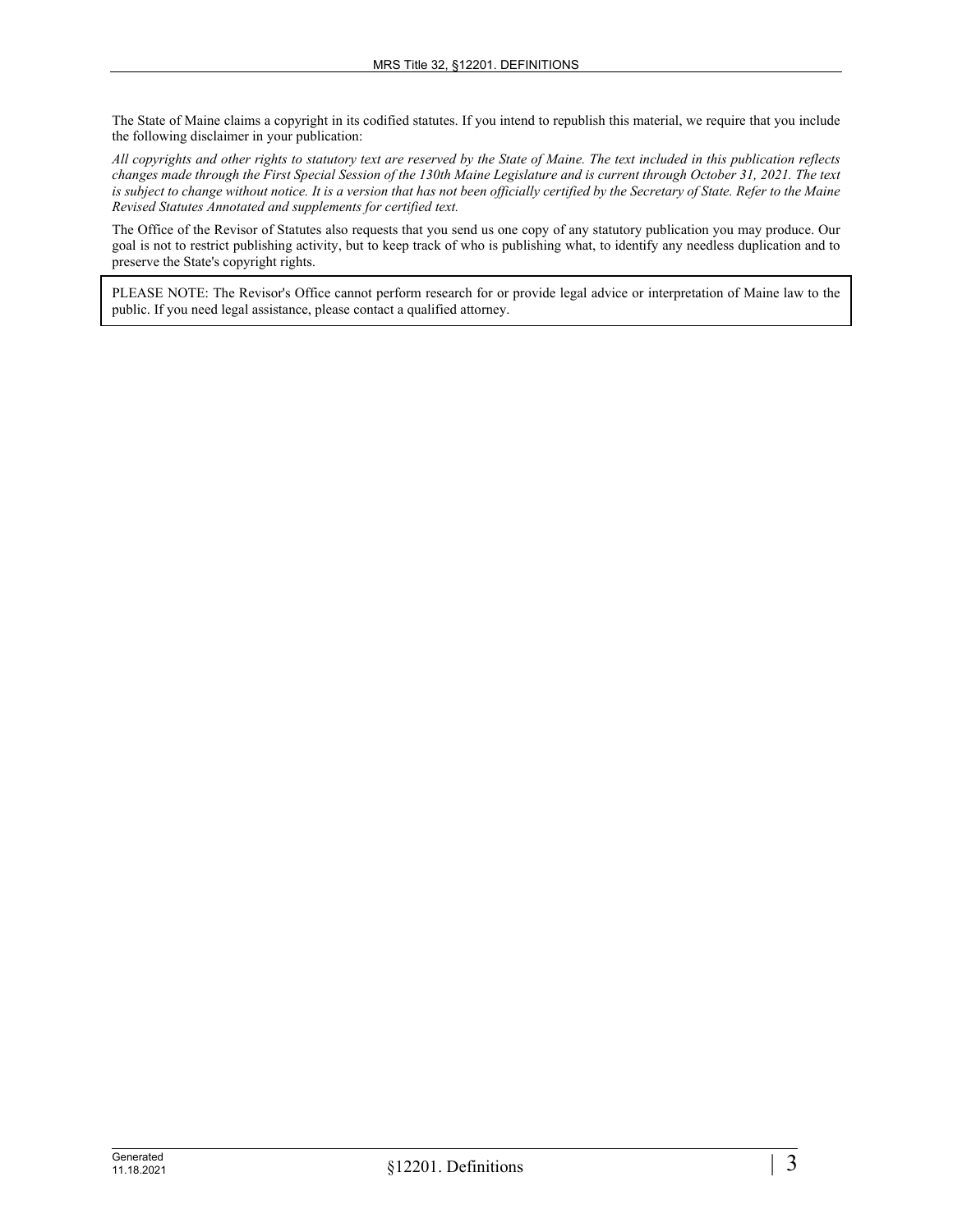The State of Maine claims a copyright in its codified statutes. If you intend to republish this material, we require that you include the following disclaimer in your publication:

*All copyrights and other rights to statutory text are reserved by the State of Maine. The text included in this publication reflects changes made through the First Special Session of the 130th Maine Legislature and is current through October 31, 2021. The text is subject to change without notice. It is a version that has not been officially certified by the Secretary of State. Refer to the Maine Revised Statutes Annotated and supplements for certified text.*

The Office of the Revisor of Statutes also requests that you send us one copy of any statutory publication you may produce. Our goal is not to restrict publishing activity, but to keep track of who is publishing what, to identify any needless duplication and to preserve the State's copyright rights.

PLEASE NOTE: The Revisor's Office cannot perform research for or provide legal advice or interpretation of Maine law to the public. If you need legal assistance, please contact a qualified attorney.